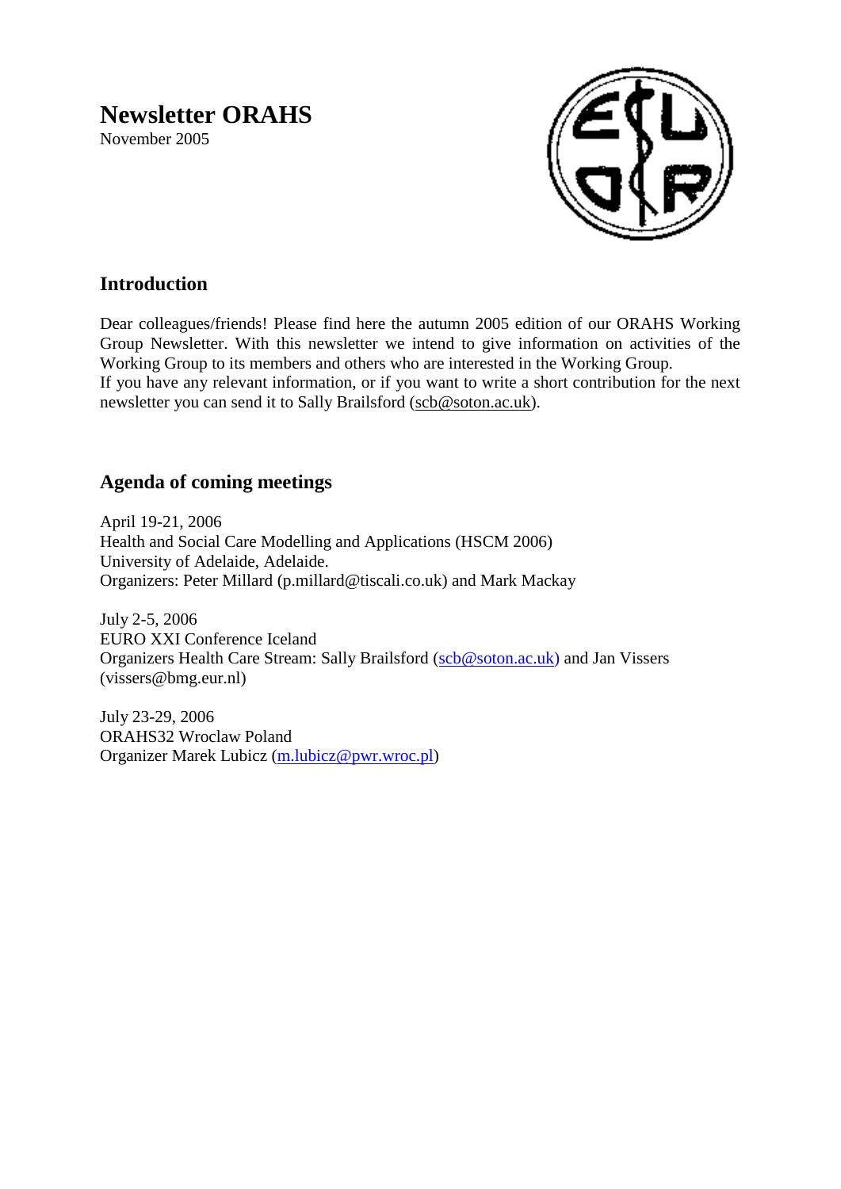# Newsletter ORAHS

November 2005

## Introduction

Dear colleagues/friends! Please find here the autumn 2005 edition of our ORAHS Working Group Newsletter. With this newsletter we intend to give information on activities of the Working Group to its members and others who are interested in the Working Group.
If you have any relevant information, or if you want to write a short contribution for the next newsletter you can send it to Sally Brailsford (scb@soton.ac.uk).

## Agenda of coming meetings

April 19-21, 2006
Health and Social Care Modelling and Applications (HSCM 2006)
University of Adelaide, Adelaide.
Organizers: Peter Millard (p.millard@tiscali.co.uk) and Mark Mackay

July 2-5, 2006
EURO XXI Conference Iceland
Organizers Health Care Stream: Sally Brailsford (scb@soton.ac.uk) and Jan Vissers (vissers@bmg.eur.nl)

July 23-29, 2006
ORAHS32 Wroclaw Poland
Organizer Marek Lubicz (m.lubicz@pwr.wroc.pl)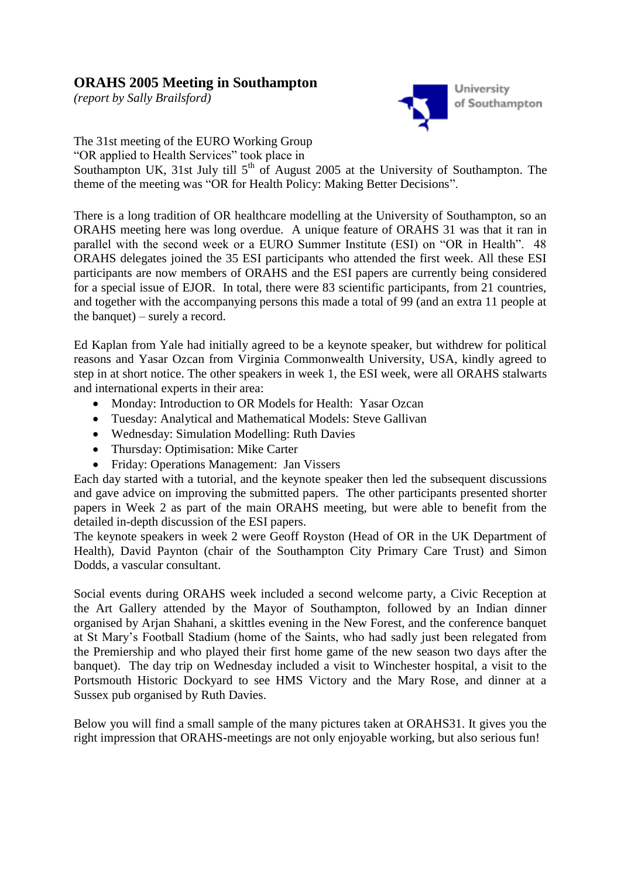## ORAHS 2005 Meeting in Southampton

*(report by Sally Brailsford)*

The 31st meeting of the EURO Working Group "OR applied to Health Services" took place in Southampton UK, 31st July till 5th of August 2005 at the University of Southampton. The theme of the meeting was "OR for Health Policy: Making Better Decisions".

There is a long tradition of OR healthcare modelling at the University of Southampton, so an ORAHS meeting here was long overdue. A unique feature of ORAHS 31 was that it ran in parallel with the second week or a EURO Summer Institute (ESI) on "OR in Health". 48 ORAHS delegates joined the 35 ESI participants who attended the first week. All these ESI participants are now members of ORAHS and the ESI papers are currently being considered for a special issue of EJOR. In total, there were 83 scientific participants, from 21 countries, and together with the accompanying persons this made a total of 99 (and an extra 11 people at the banquet) – surely a record.

Ed Kaplan from Yale had initially agreed to be a keynote speaker, but withdrew for political reasons and Yasar Ozcan from Virginia Commonwealth University, USA, kindly agreed to step in at short notice. The other speakers in week 1, the ESI week, were all ORAHS stalwarts and international experts in their area:

- Monday: Introduction to OR Models for Health: Yasar Ozcan
- Tuesday: Analytical and Mathematical Models: Steve Gallivan
- Wednesday: Simulation Modelling: Ruth Davies
- Thursday: Optimisation: Mike Carter
- Friday: Operations Management: Jan Vissers

Each day started with a tutorial, and the keynote speaker then led the subsequent discussions and gave advice on improving the submitted papers. The other participants presented shorter papers in Week 2 as part of the main ORAHS meeting, but were able to benefit from the detailed in-depth discussion of the ESI papers.

The keynote speakers in week 2 were Geoff Royston (Head of OR in the UK Department of Health), David Paynton (chair of the Southampton City Primary Care Trust) and Simon Dodds, a vascular consultant.

Social events during ORAHS week included a second welcome party, a Civic Reception at the Art Gallery attended by the Mayor of Southampton, followed by an Indian dinner organised by Arjan Shahani, a skittles evening in the New Forest, and the conference banquet at St Mary's Football Stadium (home of the Saints, who had sadly just been relegated from the Premiership and who played their first home game of the new season two days after the banquet). The day trip on Wednesday included a visit to Winchester hospital, a visit to the Portsmouth Historic Dockyard to see HMS Victory and the Mary Rose, and dinner at a Sussex pub organised by Ruth Davies.

Below you will find a small sample of the many pictures taken at ORAHS31. It gives you the right impression that ORAHS-meetings are not only enjoyable working, but also serious fun!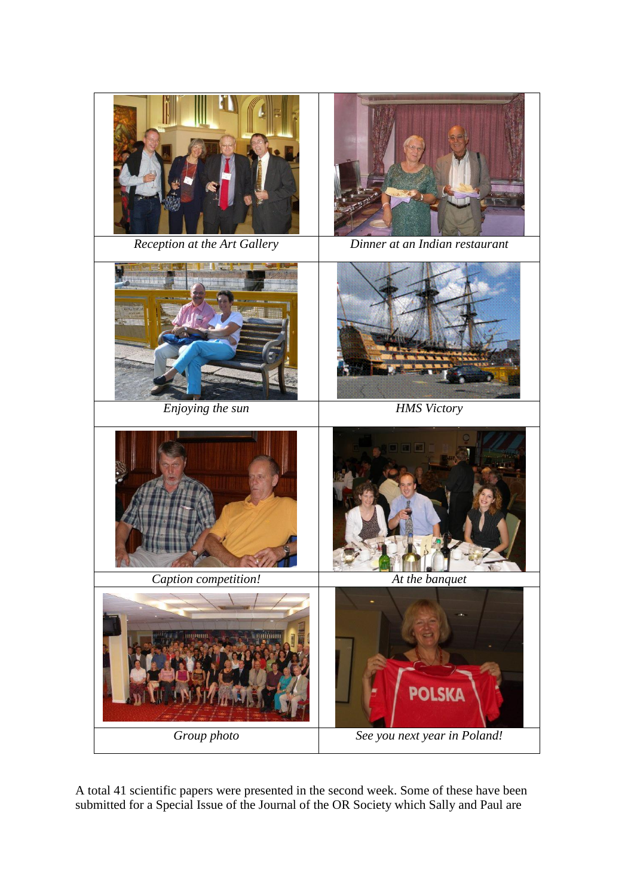| Reception at the Art Gallery | Dinner at an Indian restaurant |
| --- | --- |
| Enjoying the sun | HMS Victory |
| Caption competition! | At the banquet |
| Group photo | See you next year in Poland! |

A total 41 scientific papers were presented in the second week. Some of these have been submitted for a Special Issue of the Journal of the OR Society which Sally and Paul are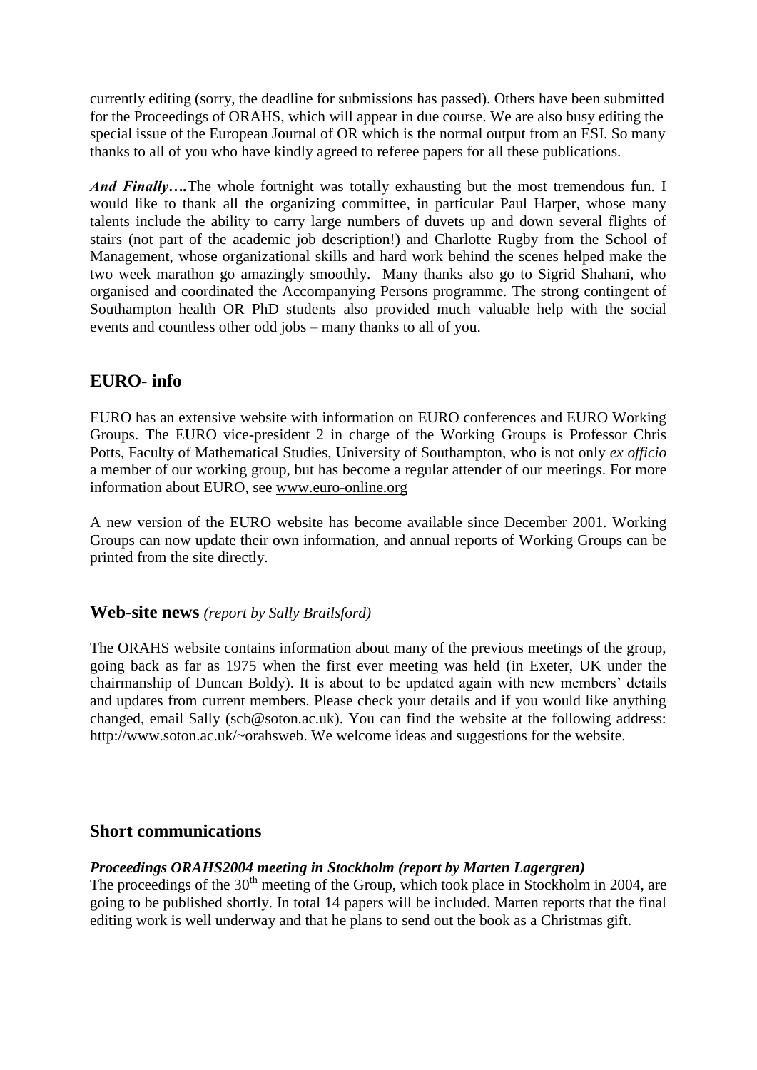currently editing (sorry, the deadline for submissions has passed). Others have been submitted for the Proceedings of ORAHS, which will appear in due course. We are also busy editing the special issue of the European Journal of OR which is the normal output from an ESI. So many thanks to all of you who have kindly agreed to referee papers for all these publications.

***And Finally….***The whole fortnight was totally exhausting but the most tremendous fun. I would like to thank all the organizing committee, in particular Paul Harper, whose many talents include the ability to carry large numbers of duvets up and down several flights of stairs (not part of the academic job description!) and Charlotte Rugby from the School of Management, whose organizational skills and hard work behind the scenes helped make the two week marathon go amazingly smoothly. Many thanks also go to Sigrid Shahani, who organised and coordinated the Accompanying Persons programme. The strong contingent of Southampton health OR PhD students also provided much valuable help with the social events and countless other odd jobs – many thanks to all of you.

## EURO- info

EURO has an extensive website with information on EURO conferences and EURO Working Groups. The EURO vice-president 2 in charge of the Working Groups is Professor Chris Potts, Faculty of Mathematical Studies, University of Southampton, who is not only *ex officio* a member of our working group, but has become a regular attender of our meetings. For more information about EURO, see www.euro-online.org

A new version of the EURO website has become available since December 2001. Working Groups can now update their own information, and annual reports of Working Groups can be printed from the site directly.

## Web-site news *(report by Sally Brailsford)*

The ORAHS website contains information about many of the previous meetings of the group, going back as far as 1975 when the first ever meeting was held (in Exeter, UK under the chairmanship of Duncan Boldy). It is about to be updated again with new members' details and updates from current members. Please check your details and if you would like anything changed, email Sally (scb@soton.ac.uk). You can find the website at the following address: http://www.soton.ac.uk/~orahsweb. We welcome ideas and suggestions for the website.

## Short communications

***Proceedings ORAHS2004 meeting in Stockholm (report by Marten Lagergren)***

The proceedings of the 30th meeting of the Group, which took place in Stockholm in 2004, are going to be published shortly. In total 14 papers will be included. Marten reports that the final editing work is well underway and that he plans to send out the book as a Christmas gift.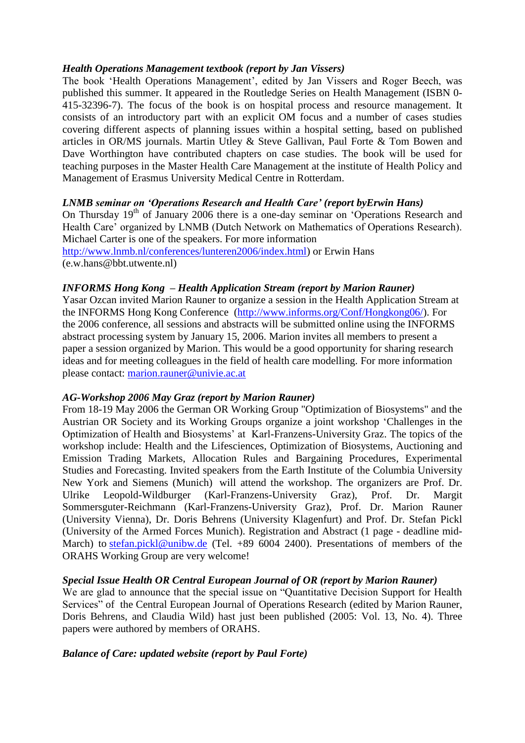***Health Operations Management textbook (report by Jan Vissers)***

The book 'Health Operations Management', edited by Jan Vissers and Roger Beech, was published this summer. It appeared in the Routledge Series on Health Management (ISBN 0-415-32396-7). The focus of the book is on hospital process and resource management. It consists of an introductory part with an explicit OM focus and a number of cases studies covering different aspects of planning issues within a hospital setting, based on published articles in OR/MS journals. Martin Utley & Steve Gallivan, Paul Forte & Tom Bowen and Dave Worthington have contributed chapters on case studies. The book will be used for teaching purposes in the Master Health Care Management at the institute of Health Policy and Management of Erasmus University Medical Centre in Rotterdam.

***LNMB seminar on 'Operations Research and Health Care' (report byErwin Hans)***

On Thursday 19th of January 2006 there is a one-day seminar on 'Operations Research and Health Care' organized by LNMB (Dutch Network on Mathematics of Operations Research). Michael Carter is one of the speakers. For more information http://www.lnmb.nl/conferences/lunteren2006/index.html) or Erwin Hans (e.w.hans@bbt.utwente.nl)

***INFORMS Hong Kong – Health Application Stream (report by Marion Rauner)***

Yasar Ozcan invited Marion Rauner to organize a session in the Health Application Stream at the INFORMS Hong Kong Conference (http://www.informs.org/Conf/Hongkong06/). For the 2006 conference, all sessions and abstracts will be submitted online using the INFORMS abstract processing system by January 15, 2006. Marion invites all members to present a paper a session organized by Marion. This would be a good opportunity for sharing research ideas and for meeting colleagues in the field of health care modelling. For more information please contact: marion.rauner@univie.ac.at

***AG-Workshop 2006 May Graz (report by Marion Rauner)***

From 18-19 May 2006 the German OR Working Group "Optimization of Biosystems" and the Austrian OR Society and its Working Groups organize a joint workshop 'Challenges in the Optimization of Health and Biosystems' at Karl-Franzens-University Graz. The topics of the workshop include: Health and the Lifesciences, Optimization of Biosystems, Auctioning and Emission Trading Markets, Allocation Rules and Bargaining Procedures, Experimental Studies and Forecasting. Invited speakers from the Earth Institute of the Columbia University New York and Siemens (Munich) will attend the workshop. The organizers are Prof. Dr. Ulrike Leopold-Wildburger (Karl-Franzens-University Graz), Prof. Dr. Margit Sommersguter-Reichmann (Karl-Franzens-University Graz), Prof. Dr. Marion Rauner (University Vienna), Dr. Doris Behrens (University Klagenfurt) and Prof. Dr. Stefan Pickl (University of the Armed Forces Munich). Registration and Abstract (1 page - deadline mid-March) to stefan.pickl@unibw.de (Tel. +89 6004 2400). Presentations of members of the ORAHS Working Group are very welcome!

***Special Issue Health OR Central European Journal of OR (report by Marion Rauner)***

We are glad to announce that the special issue on "Quantitative Decision Support for Health Services" of the Central European Journal of Operations Research (edited by Marion Rauner, Doris Behrens, and Claudia Wild) hast just been published (2005: Vol. 13, No. 4). Three papers were authored by members of ORAHS.

***Balance of Care: updated website (report by Paul Forte)***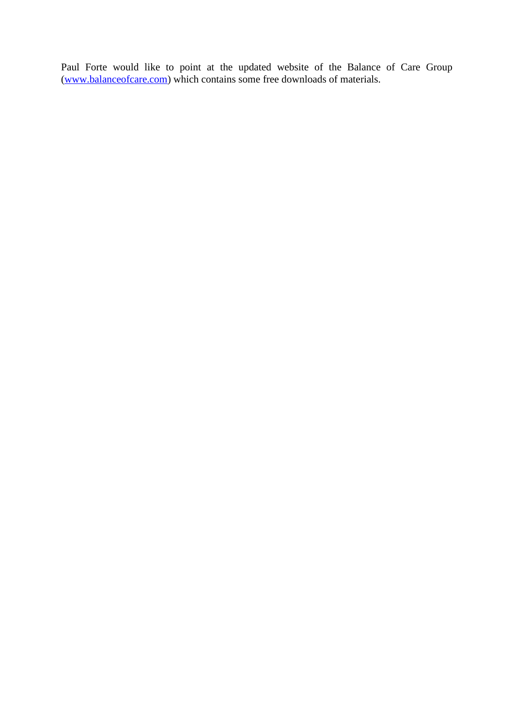Paul Forte would like to point at the updated website of the Balance of Care Group ([www.balanceofcare.com](http://www.balanceofcare.com)) which contains some free downloads of materials.